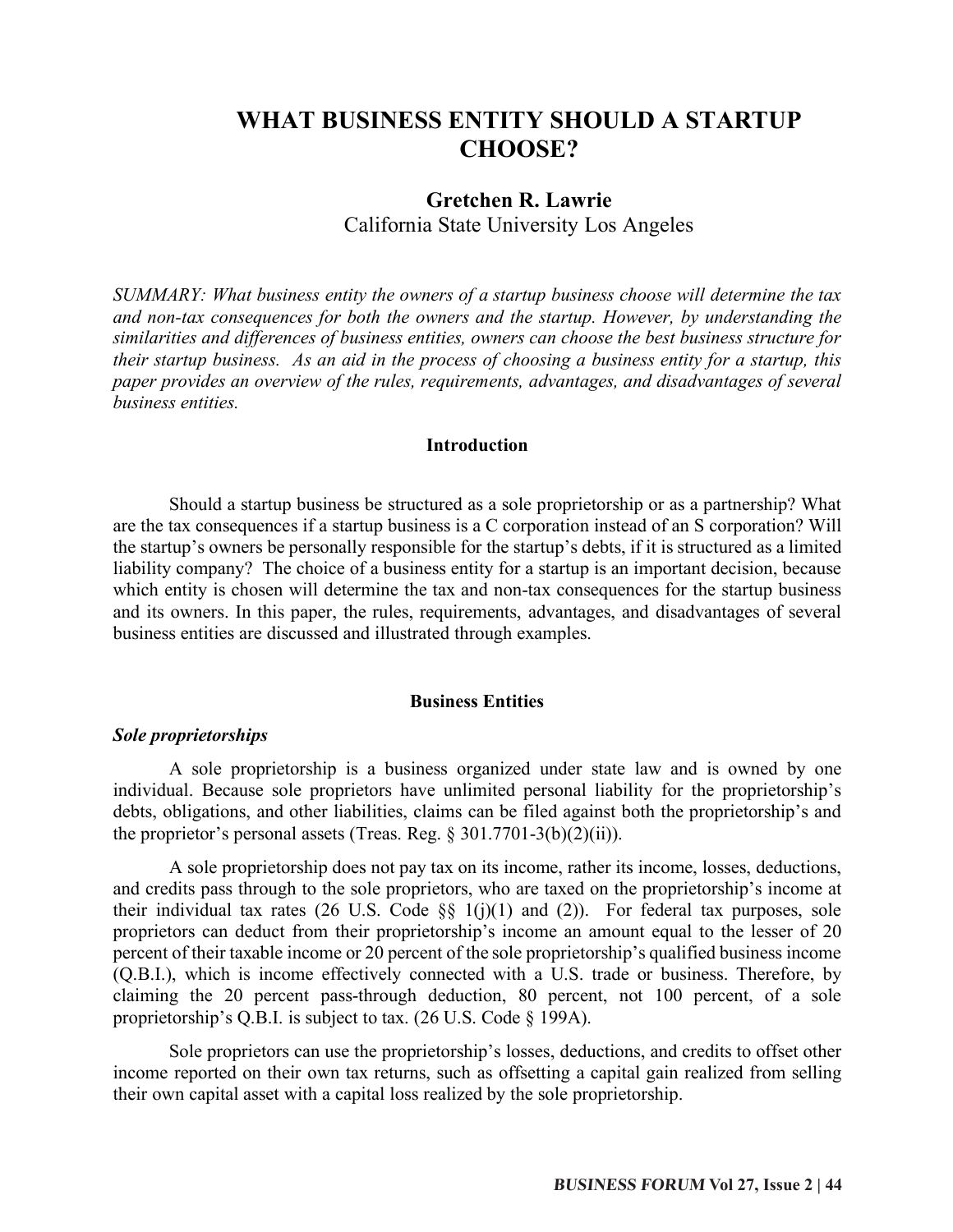# WHAT BUSINESS ENTITY SHOULD A STARTUP CHOOSE?

**Gretchen R. Lawrie**
California State University Los Angeles

*SUMMARY: What business entity the owners of a startup business choose will determine the tax and non-tax consequences for both the owners and the startup. However, by understanding the similarities and differences of business entities, owners can choose the best business structure for their startup business. As an aid in the process of choosing a business entity for a startup, this paper provides an overview of the rules, requirements, advantages, and disadvantages of several business entities.*

## Introduction

Should a startup business be structured as a sole proprietorship or as a partnership? What are the tax consequences if a startup business is a C corporation instead of an S corporation? Will the startup's owners be personally responsible for the startup's debts, if it is structured as a limited liability company? The choice of a business entity for a startup is an important decision, because which entity is chosen will determine the tax and non-tax consequences for the startup business and its owners. In this paper, the rules, requirements, advantages, and disadvantages of several business entities are discussed and illustrated through examples.

## Business Entities

### *Sole proprietorships*

A sole proprietorship is a business organized under state law and is owned by one individual. Because sole proprietors have unlimited personal liability for the proprietorship's debts, obligations, and other liabilities, claims can be filed against both the proprietorship's and the proprietor's personal assets (Treas. Reg. § 301.7701-3(b)(2)(ii)).

A sole proprietorship does not pay tax on its income, rather its income, losses, deductions, and credits pass through to the sole proprietors, who are taxed on the proprietorship's income at their individual tax rates (26 U.S. Code §§ 1(j)(1) and (2)). For federal tax purposes, sole proprietors can deduct from their proprietorship's income an amount equal to the lesser of 20 percent of their taxable income or 20 percent of the sole proprietorship's qualified business income (Q.B.I.), which is income effectively connected with a U.S. trade or business. Therefore, by claiming the 20 percent pass-through deduction, 80 percent, not 100 percent, of a sole proprietorship's Q.B.I. is subject to tax. (26 U.S. Code § 199A).

Sole proprietors can use the proprietorship's losses, deductions, and credits to offset other income reported on their own tax returns, such as offsetting a capital gain realized from selling their own capital asset with a capital loss realized by the sole proprietorship.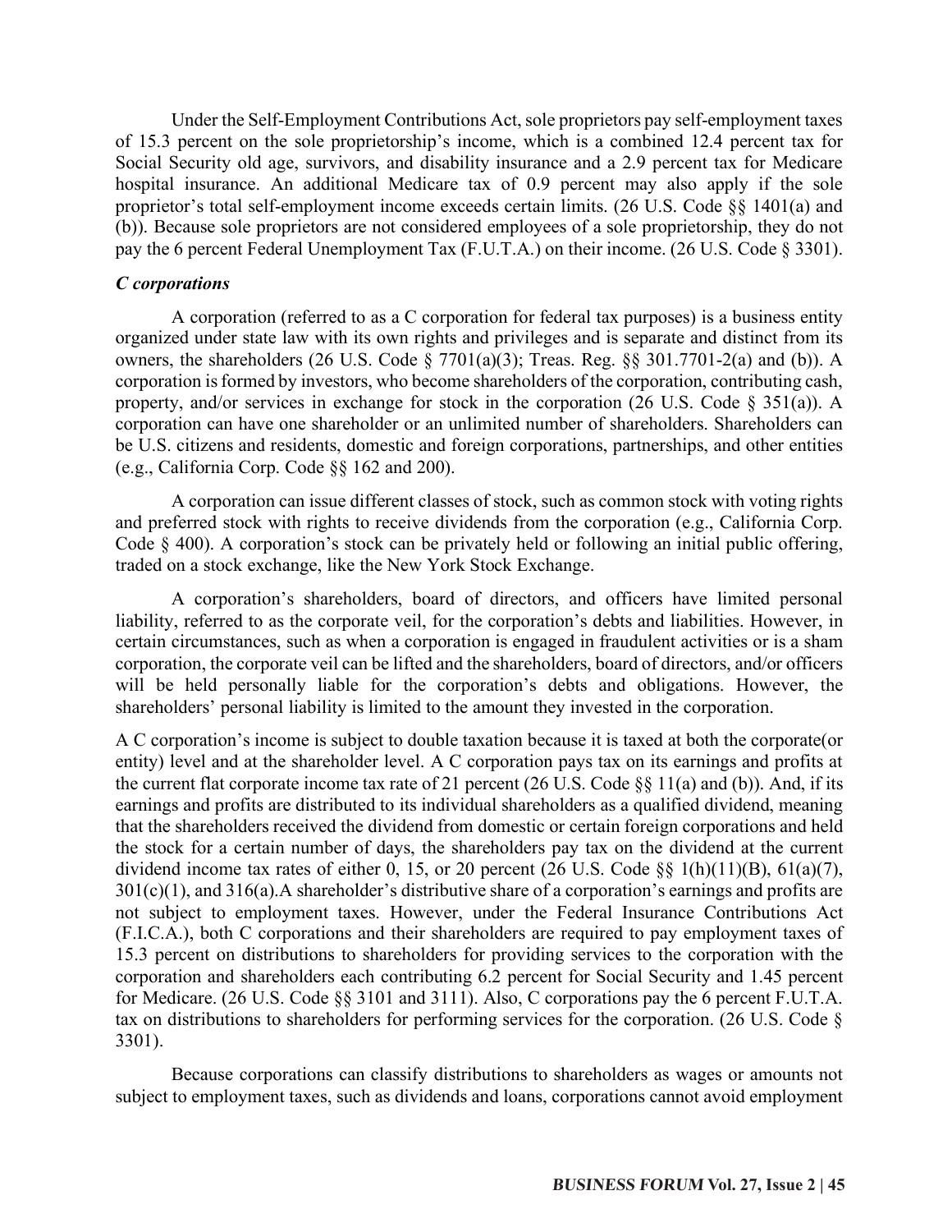Under the Self-Employment Contributions Act, sole proprietors pay self-employment taxes of 15.3 percent on the sole proprietorship's income, which is a combined 12.4 percent tax for Social Security old age, survivors, and disability insurance and a 2.9 percent tax for Medicare hospital insurance. An additional Medicare tax of 0.9 percent may also apply if the sole proprietor's total self-employment income exceeds certain limits. (26 U.S. Code §§ 1401(a) and (b)). Because sole proprietors are not considered employees of a sole proprietorship, they do not pay the 6 percent Federal Unemployment Tax (F.U.T.A.) on their income. (26 U.S. Code § 3301).

### *C corporations*

A corporation (referred to as a C corporation for federal tax purposes) is a business entity organized under state law with its own rights and privileges and is separate and distinct from its owners, the shareholders (26 U.S. Code § 7701(a)(3); Treas. Reg. §§ 301.7701-2(a) and (b)). A corporation is formed by investors, who become shareholders of the corporation, contributing cash, property, and/or services in exchange for stock in the corporation (26 U.S. Code § 351(a)). A corporation can have one shareholder or an unlimited number of shareholders. Shareholders can be U.S. citizens and residents, domestic and foreign corporations, partnerships, and other entities (e.g., California Corp. Code §§ 162 and 200).

A corporation can issue different classes of stock, such as common stock with voting rights and preferred stock with rights to receive dividends from the corporation (e.g., California Corp. Code § 400). A corporation's stock can be privately held or following an initial public offering, traded on a stock exchange, like the New York Stock Exchange.

A corporation's shareholders, board of directors, and officers have limited personal liability, referred to as the corporate veil, for the corporation's debts and liabilities. However, in certain circumstances, such as when a corporation is engaged in fraudulent activities or is a sham corporation, the corporate veil can be lifted and the shareholders, board of directors, and/or officers will be held personally liable for the corporation's debts and obligations. However, the shareholders' personal liability is limited to the amount they invested in the corporation.

A C corporation's income is subject to double taxation because it is taxed at both the corporate(or entity) level and at the shareholder level. A C corporation pays tax on its earnings and profits at the current flat corporate income tax rate of 21 percent (26 U.S. Code §§ 11(a) and (b)). And, if its earnings and profits are distributed to its individual shareholders as a qualified dividend, meaning that the shareholders received the dividend from domestic or certain foreign corporations and held the stock for a certain number of days, the shareholders pay tax on the dividend at the current dividend income tax rates of either 0, 15, or 20 percent (26 U.S. Code §§ 1(h)(11)(B), 61(a)(7), 301(c)(1), and 316(a).A shareholder's distributive share of a corporation's earnings and profits are not subject to employment taxes. However, under the Federal Insurance Contributions Act (F.I.C.A.), both C corporations and their shareholders are required to pay employment taxes of 15.3 percent on distributions to shareholders for providing services to the corporation with the corporation and shareholders each contributing 6.2 percent for Social Security and 1.45 percent for Medicare. (26 U.S. Code §§ 3101 and 3111). Also, C corporations pay the 6 percent F.U.T.A. tax on distributions to shareholders for performing services for the corporation. (26 U.S. Code § 3301).

Because corporations can classify distributions to shareholders as wages or amounts not subject to employment taxes, such as dividends and loans, corporations cannot avoid employment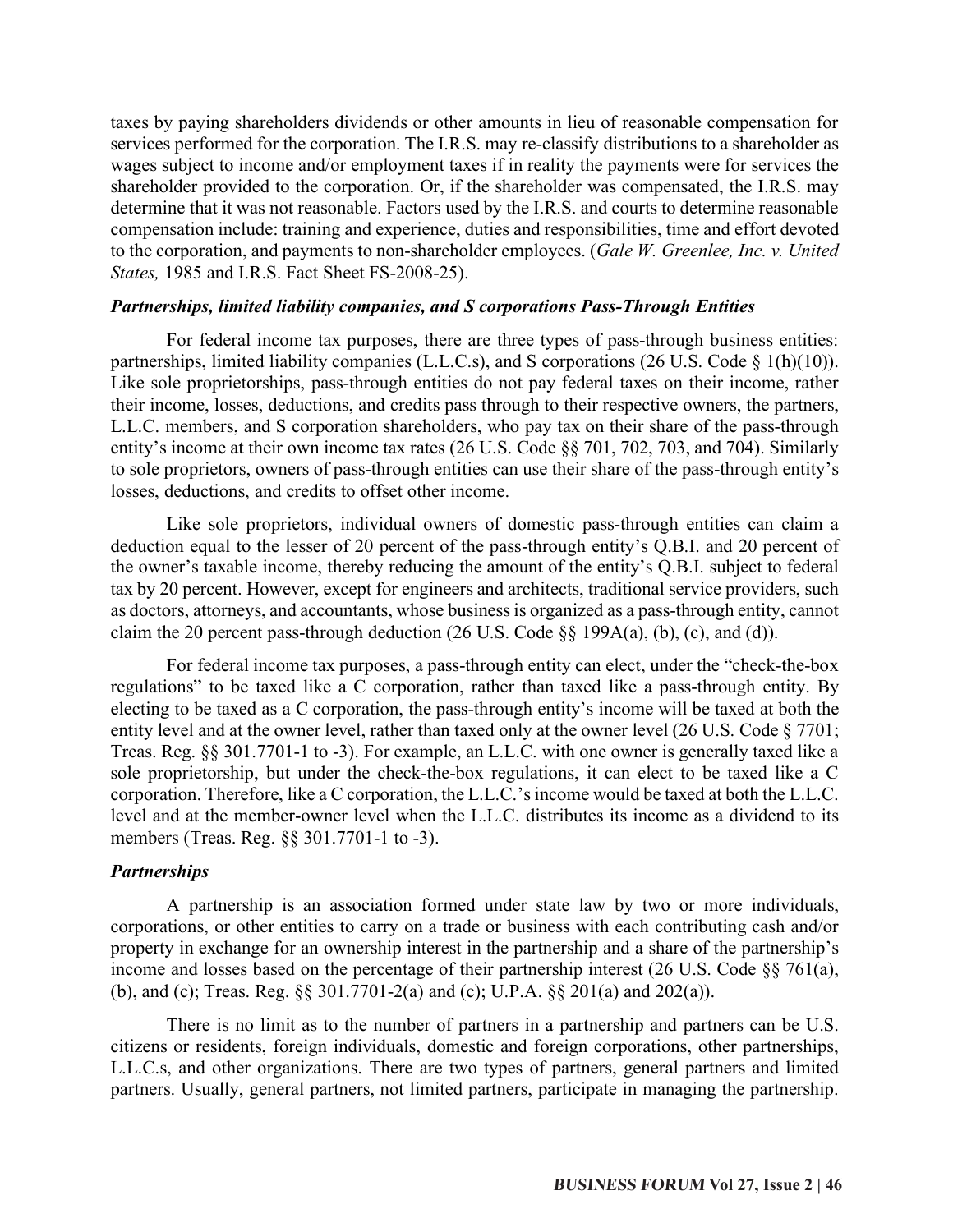taxes by paying shareholders dividends or other amounts in lieu of reasonable compensation for services performed for the corporation. The I.R.S. may re-classify distributions to a shareholder as wages subject to income and/or employment taxes if in reality the payments were for services the shareholder provided to the corporation. Or, if the shareholder was compensated, the I.R.S. may determine that it was not reasonable. Factors used by the I.R.S. and courts to determine reasonable compensation include: training and experience, duties and responsibilities, time and effort devoted to the corporation, and payments to non-shareholder employees. (*Gale W. Greenlee, Inc. v. United States,* 1985 and I.R.S. Fact Sheet FS-2008-25).

### *Partnerships, limited liability companies, and S corporations Pass-Through Entities*

For federal income tax purposes, there are three types of pass-through business entities: partnerships, limited liability companies (L.L.C.s), and S corporations (26 U.S. Code § 1(h)(10)). Like sole proprietorships, pass-through entities do not pay federal taxes on their income, rather their income, losses, deductions, and credits pass through to their respective owners, the partners, L.L.C. members, and S corporation shareholders, who pay tax on their share of the pass-through entity's income at their own income tax rates (26 U.S. Code §§ 701, 702, 703, and 704). Similarly to sole proprietors, owners of pass-through entities can use their share of the pass-through entity's losses, deductions, and credits to offset other income.

Like sole proprietors, individual owners of domestic pass-through entities can claim a deduction equal to the lesser of 20 percent of the pass-through entity's Q.B.I. and 20 percent of the owner's taxable income, thereby reducing the amount of the entity's Q.B.I. subject to federal tax by 20 percent. However, except for engineers and architects, traditional service providers, such as doctors, attorneys, and accountants, whose business is organized as a pass-through entity, cannot claim the 20 percent pass-through deduction (26 U.S. Code §§ 199A(a), (b), (c), and (d)).

For federal income tax purposes, a pass-through entity can elect, under the "check-the-box regulations" to be taxed like a C corporation, rather than taxed like a pass-through entity. By electing to be taxed as a C corporation, the pass-through entity's income will be taxed at both the entity level and at the owner level, rather than taxed only at the owner level (26 U.S. Code § 7701; Treas. Reg. §§ 301.7701-1 to -3). For example, an L.L.C. with one owner is generally taxed like a sole proprietorship, but under the check-the-box regulations, it can elect to be taxed like a C corporation. Therefore, like a C corporation, the L.L.C.'s income would be taxed at both the L.L.C. level and at the member-owner level when the L.L.C. distributes its income as a dividend to its members (Treas. Reg. §§ 301.7701-1 to -3).

### *Partnerships*

A partnership is an association formed under state law by two or more individuals, corporations, or other entities to carry on a trade or business with each contributing cash and/or property in exchange for an ownership interest in the partnership and a share of the partnership's income and losses based on the percentage of their partnership interest (26 U.S. Code §§ 761(a), (b), and (c); Treas. Reg. §§ 301.7701-2(a) and (c); U.P.A. §§ 201(a) and 202(a)).

There is no limit as to the number of partners in a partnership and partners can be U.S. citizens or residents, foreign individuals, domestic and foreign corporations, other partnerships, L.L.C.s, and other organizations. There are two types of partners, general partners and limited partners. Usually, general partners, not limited partners, participate in managing the partnership.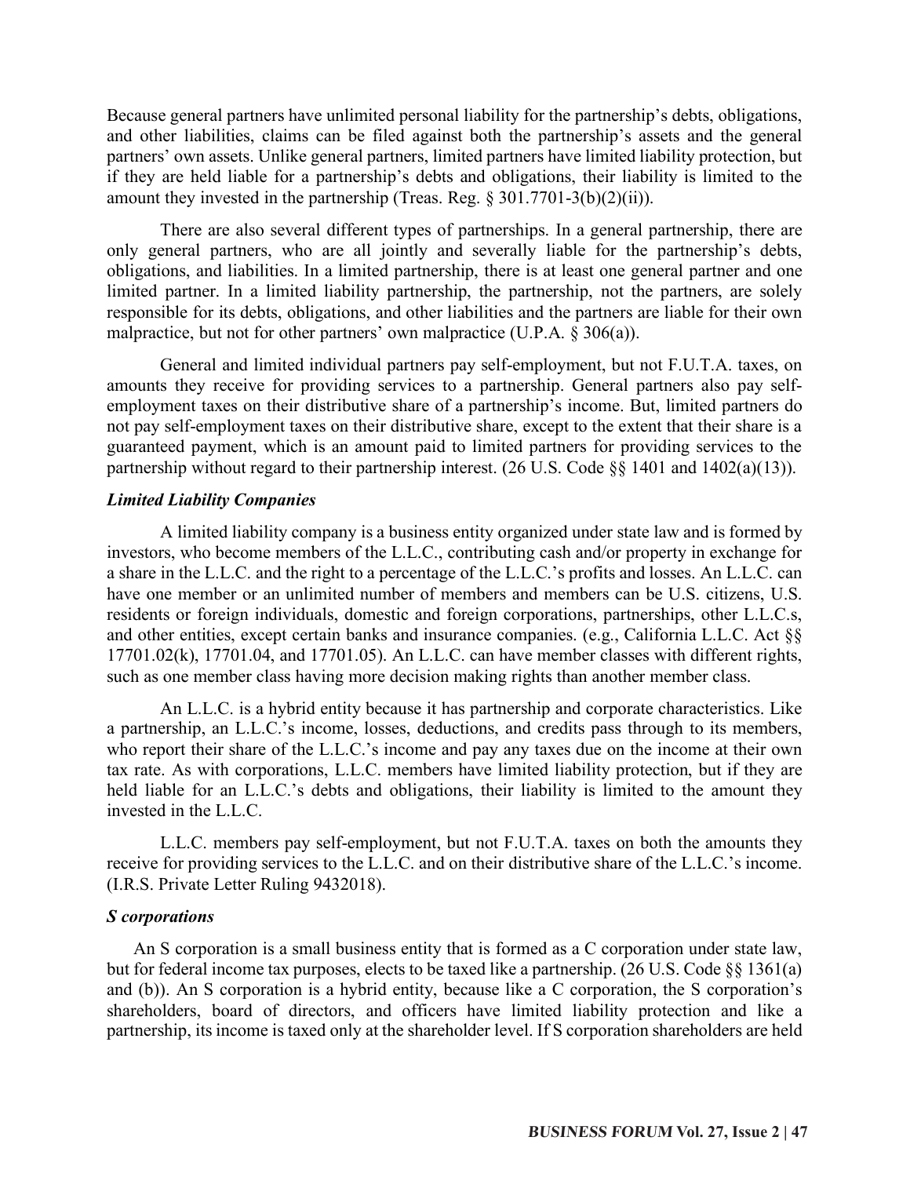Because general partners have unlimited personal liability for the partnership's debts, obligations, and other liabilities, claims can be filed against both the partnership's assets and the general partners' own assets. Unlike general partners, limited partners have limited liability protection, but if they are held liable for a partnership's debts and obligations, their liability is limited to the amount they invested in the partnership (Treas. Reg. § 301.7701-3(b)(2)(ii)).

There are also several different types of partnerships. In a general partnership, there are only general partners, who are all jointly and severally liable for the partnership's debts, obligations, and liabilities. In a limited partnership, there is at least one general partner and one limited partner. In a limited liability partnership, the partnership, not the partners, are solely responsible for its debts, obligations, and other liabilities and the partners are liable for their own malpractice, but not for other partners' own malpractice (U.P.A. § 306(a)).

General and limited individual partners pay self-employment, but not F.U.T.A. taxes, on amounts they receive for providing services to a partnership. General partners also pay self-employment taxes on their distributive share of a partnership's income. But, limited partners do not pay self-employment taxes on their distributive share, except to the extent that their share is a guaranteed payment, which is an amount paid to limited partners for providing services to the partnership without regard to their partnership interest. (26 U.S. Code §§ 1401 and 1402(a)(13)).

### *Limited Liability Companies*

A limited liability company is a business entity organized under state law and is formed by investors, who become members of the L.L.C., contributing cash and/or property in exchange for a share in the L.L.C. and the right to a percentage of the L.L.C.'s profits and losses. An L.L.C. can have one member or an unlimited number of members and members can be U.S. citizens, U.S. residents or foreign individuals, domestic and foreign corporations, partnerships, other L.L.C.s, and other entities, except certain banks and insurance companies. (e.g., California L.L.C. Act §§ 17701.02(k), 17701.04, and 17701.05). An L.L.C. can have member classes with different rights, such as one member class having more decision making rights than another member class.

An L.L.C. is a hybrid entity because it has partnership and corporate characteristics. Like a partnership, an L.L.C.'s income, losses, deductions, and credits pass through to its members, who report their share of the L.L.C.'s income and pay any taxes due on the income at their own tax rate. As with corporations, L.L.C. members have limited liability protection, but if they are held liable for an L.L.C.'s debts and obligations, their liability is limited to the amount they invested in the L.L.C.

L.L.C. members pay self-employment, but not F.U.T.A. taxes on both the amounts they receive for providing services to the L.L.C. and on their distributive share of the L.L.C.'s income. (I.R.S. Private Letter Ruling 9432018).

### *S corporations*

An S corporation is a small business entity that is formed as a C corporation under state law, but for federal income tax purposes, elects to be taxed like a partnership. (26 U.S. Code §§ 1361(a) and (b)). An S corporation is a hybrid entity, because like a C corporation, the S corporation's shareholders, board of directors, and officers have limited liability protection and like a partnership, its income is taxed only at the shareholder level. If S corporation shareholders are held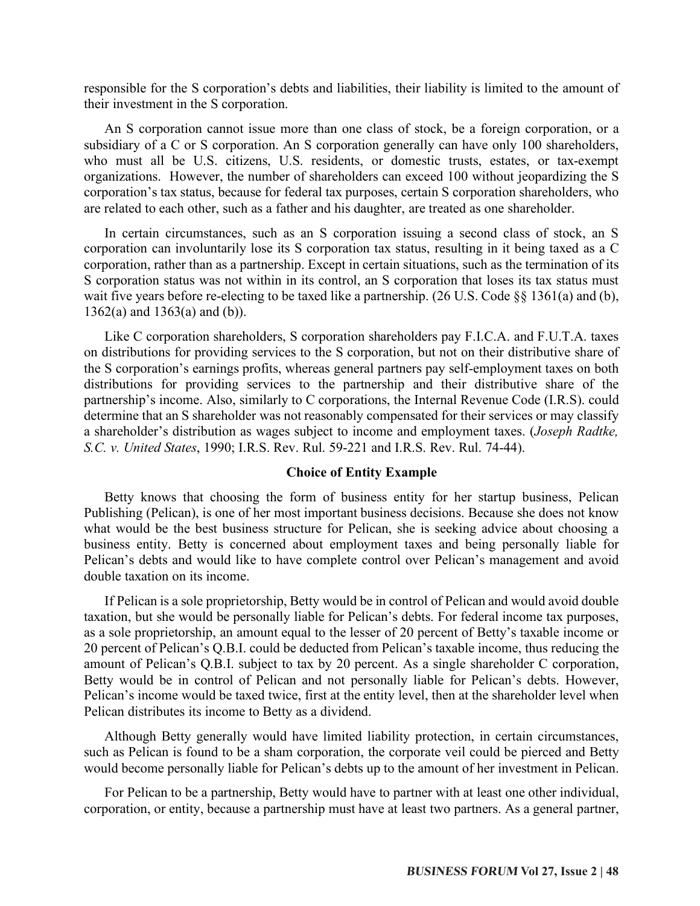responsible for the S corporation's debts and liabilities, their liability is limited to the amount of their investment in the S corporation.

An S corporation cannot issue more than one class of stock, be a foreign corporation, or a subsidiary of a C or S corporation. An S corporation generally can have only 100 shareholders, who must all be U.S. citizens, U.S. residents, or domestic trusts, estates, or tax-exempt organizations. However, the number of shareholders can exceed 100 without jeopardizing the S corporation's tax status, because for federal tax purposes, certain S corporation shareholders, who are related to each other, such as a father and his daughter, are treated as one shareholder.

In certain circumstances, such as an S corporation issuing a second class of stock, an S corporation can involuntarily lose its S corporation tax status, resulting in it being taxed as a C corporation, rather than as a partnership. Except in certain situations, such as the termination of its S corporation status was not within in its control, an S corporation that loses its tax status must wait five years before re-electing to be taxed like a partnership. (26 U.S. Code §§ 1361(a) and (b), 1362(a) and 1363(a) and (b)).

Like C corporation shareholders, S corporation shareholders pay F.I.C.A. and F.U.T.A. taxes on distributions for providing services to the S corporation, but not on their distributive share of the S corporation's earnings profits, whereas general partners pay self-employment taxes on both distributions for providing services to the partnership and their distributive share of the partnership's income. Also, similarly to C corporations, the Internal Revenue Code (I.R.S). could determine that an S shareholder was not reasonably compensated for their services or may classify a shareholder's distribution as wages subject to income and employment taxes. (*Joseph Radtke, S.C. v. United States*, 1990; I.R.S. Rev. Rul. 59-221 and I.R.S. Rev. Rul. 74-44).

### Choice of Entity Example

Betty knows that choosing the form of business entity for her startup business, Pelican Publishing (Pelican), is one of her most important business decisions. Because she does not know what would be the best business structure for Pelican, she is seeking advice about choosing a business entity. Betty is concerned about employment taxes and being personally liable for Pelican's debts and would like to have complete control over Pelican's management and avoid double taxation on its income.

If Pelican is a sole proprietorship, Betty would be in control of Pelican and would avoid double taxation, but she would be personally liable for Pelican's debts. For federal income tax purposes, as a sole proprietorship, an amount equal to the lesser of 20 percent of Betty's taxable income or 20 percent of Pelican's Q.B.I. could be deducted from Pelican's taxable income, thus reducing the amount of Pelican's Q.B.I. subject to tax by 20 percent. As a single shareholder C corporation, Betty would be in control of Pelican and not personally liable for Pelican's debts. However, Pelican's income would be taxed twice, first at the entity level, then at the shareholder level when Pelican distributes its income to Betty as a dividend.

Although Betty generally would have limited liability protection, in certain circumstances, such as Pelican is found to be a sham corporation, the corporate veil could be pierced and Betty would become personally liable for Pelican's debts up to the amount of her investment in Pelican.

For Pelican to be a partnership, Betty would have to partner with at least one other individual, corporation, or entity, because a partnership must have at least two partners. As a general partner,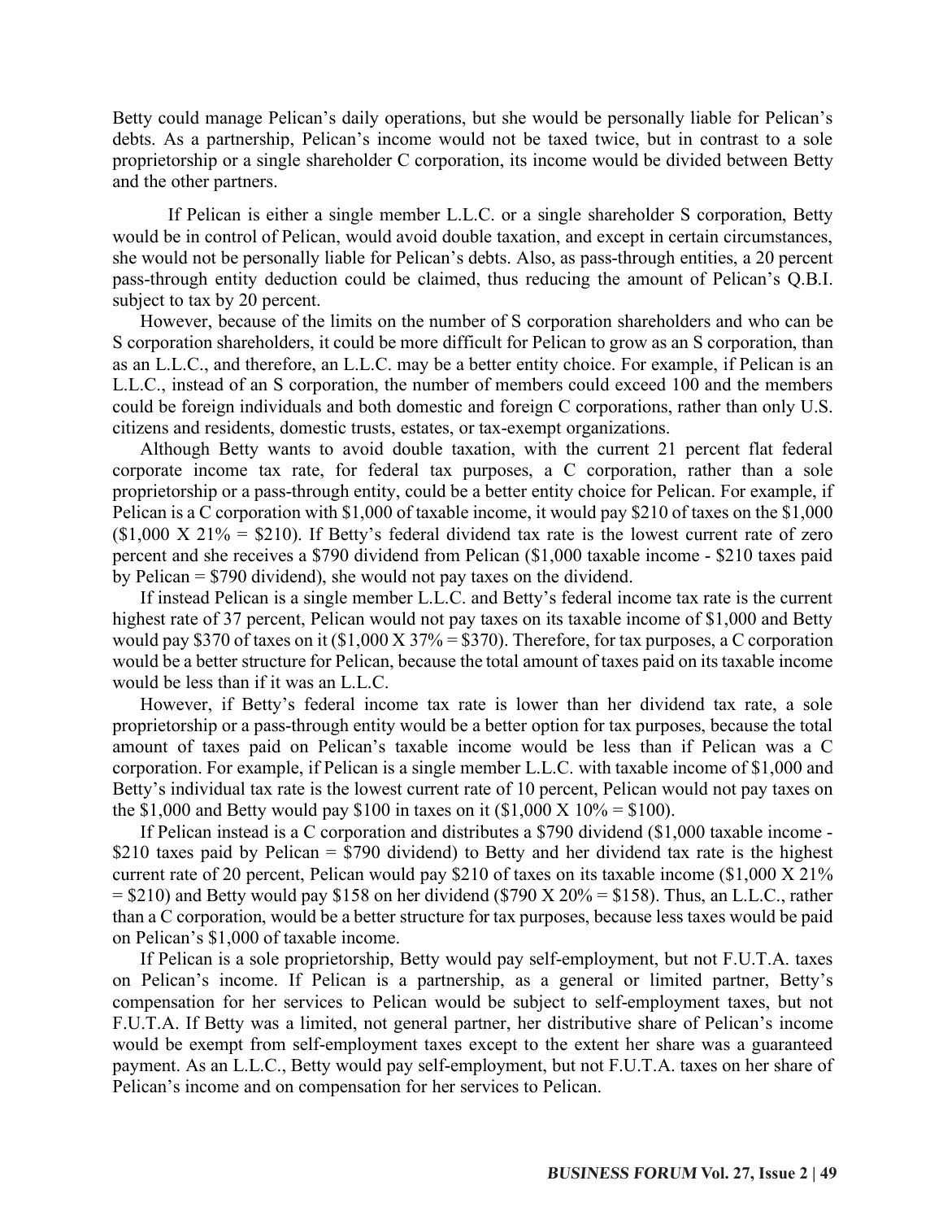Betty could manage Pelican's daily operations, but she would be personally liable for Pelican's debts. As a partnership, Pelican's income would not be taxed twice, but in contrast to a sole proprietorship or a single shareholder C corporation, its income would be divided between Betty and the other partners.

If Pelican is either a single member L.L.C. or a single shareholder S corporation, Betty would be in control of Pelican, would avoid double taxation, and except in certain circumstances, she would not be personally liable for Pelican's debts. Also, as pass-through entities, a 20 percent pass-through entity deduction could be claimed, thus reducing the amount of Pelican's Q.B.I. subject to tax by 20 percent.

However, because of the limits on the number of S corporation shareholders and who can be S corporation shareholders, it could be more difficult for Pelican to grow as an S corporation, than as an L.L.C., and therefore, an L.L.C. may be a better entity choice. For example, if Pelican is an L.L.C., instead of an S corporation, the number of members could exceed 100 and the members could be foreign individuals and both domestic and foreign C corporations, rather than only U.S. citizens and residents, domestic trusts, estates, or tax-exempt organizations.

Although Betty wants to avoid double taxation, with the current 21 percent flat federal corporate income tax rate, for federal tax purposes, a C corporation, rather than a sole proprietorship or a pass-through entity, could be a better entity choice for Pelican. For example, if Pelican is a C corporation with \$1,000 of taxable income, it would pay \$210 of taxes on the \$1,000 (\$1,000 X 21% = \$210). If Betty's federal dividend tax rate is the lowest current rate of zero percent and she receives a \$790 dividend from Pelican (\$1,000 taxable income - \$210 taxes paid by Pelican = \$790 dividend), she would not pay taxes on the dividend.

If instead Pelican is a single member L.L.C. and Betty's federal income tax rate is the current highest rate of 37 percent, Pelican would not pay taxes on its taxable income of \$1,000 and Betty would pay \$370 of taxes on it (\$1,000 X 37% = \$370). Therefore, for tax purposes, a C corporation would be a better structure for Pelican, because the total amount of taxes paid on its taxable income would be less than if it was an L.L.C.

However, if Betty's federal income tax rate is lower than her dividend tax rate, a sole proprietorship or a pass-through entity would be a better option for tax purposes, because the total amount of taxes paid on Pelican's taxable income would be less than if Pelican was a C corporation. For example, if Pelican is a single member L.L.C. with taxable income of \$1,000 and Betty's individual tax rate is the lowest current rate of 10 percent, Pelican would not pay taxes on the \$1,000 and Betty would pay \$100 in taxes on it (\$1,000 X 10% = \$100).

If Pelican instead is a C corporation and distributes a \$790 dividend (\$1,000 taxable income - \$210 taxes paid by Pelican = \$790 dividend) to Betty and her dividend tax rate is the highest current rate of 20 percent, Pelican would pay \$210 of taxes on its taxable income (\$1,000 X 21% = \$210) and Betty would pay \$158 on her dividend (\$790 X 20% = \$158). Thus, an L.L.C., rather than a C corporation, would be a better structure for tax purposes, because less taxes would be paid on Pelican's \$1,000 of taxable income.

If Pelican is a sole proprietorship, Betty would pay self-employment, but not F.U.T.A. taxes on Pelican's income. If Pelican is a partnership, as a general or limited partner, Betty's compensation for her services to Pelican would be subject to self-employment taxes, but not F.U.T.A. If Betty was a limited, not general partner, her distributive share of Pelican's income would be exempt from self-employment taxes except to the extent her share was a guaranteed payment. As an L.L.C., Betty would pay self-employment, but not F.U.T.A. taxes on her share of Pelican's income and on compensation for her services to Pelican.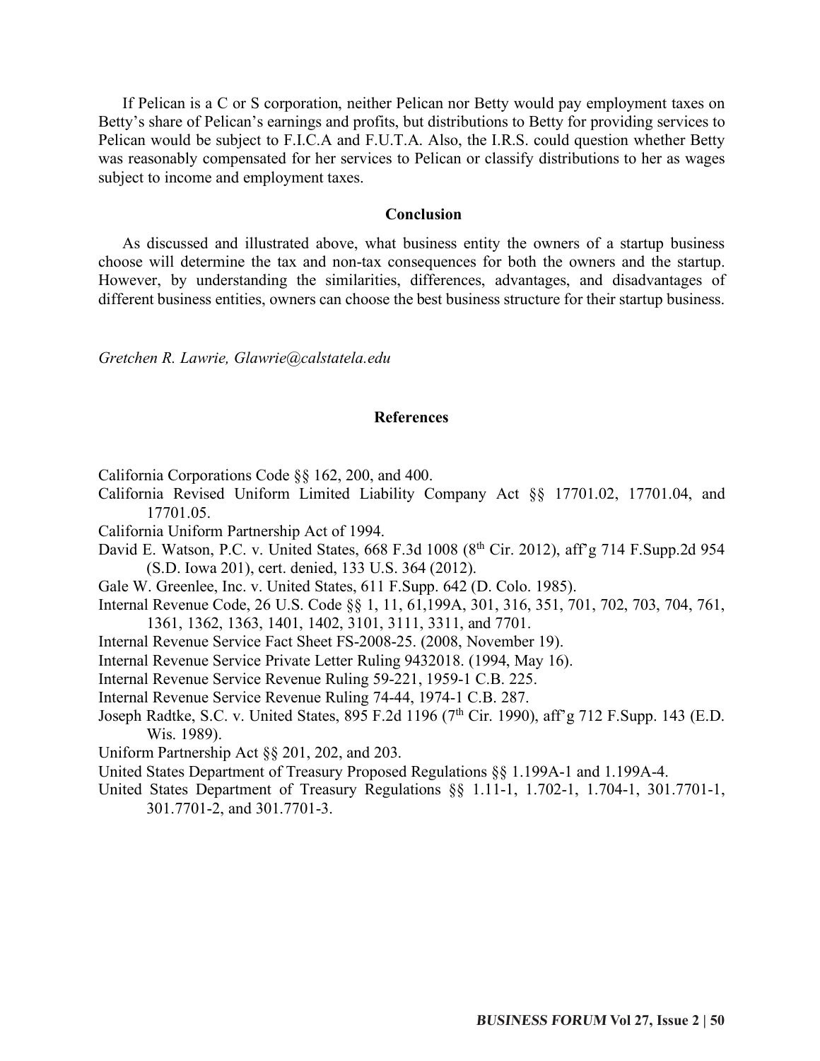If Pelican is a C or S corporation, neither Pelican nor Betty would pay employment taxes on Betty's share of Pelican's earnings and profits, but distributions to Betty for providing services to Pelican would be subject to F.I.C.A and F.U.T.A. Also, the I.R.S. could question whether Betty was reasonably compensated for her services to Pelican or classify distributions to her as wages subject to income and employment taxes.

## Conclusion

As discussed and illustrated above, what business entity the owners of a startup business choose will determine the tax and non-tax consequences for both the owners and the startup. However, by understanding the similarities, differences, advantages, and disadvantages of different business entities, owners can choose the best business structure for their startup business.

*Gretchen R. Lawrie, Glawrie@calstatela.edu*

## References

California Corporations Code §§ 162, 200, and 400.

California Revised Uniform Limited Liability Company Act §§ 17701.02, 17701.04, and 17701.05.

California Uniform Partnership Act of 1994.

David E. Watson, P.C. v. United States, 668 F.3d 1008 (8th Cir. 2012), aff'g 714 F.Supp.2d 954 (S.D. Iowa 201), cert. denied, 133 U.S. 364 (2012).

Gale W. Greenlee, Inc. v. United States, 611 F.Supp. 642 (D. Colo. 1985).

Internal Revenue Code, 26 U.S. Code §§ 1, 11, 61,199A, 301, 316, 351, 701, 702, 703, 704, 761, 1361, 1362, 1363, 1401, 1402, 3101, 3111, 3311, and 7701.

Internal Revenue Service Fact Sheet FS-2008-25. (2008, November 19).

Internal Revenue Service Private Letter Ruling 9432018. (1994, May 16).

Internal Revenue Service Revenue Ruling 59-221, 1959-1 C.B. 225.

Internal Revenue Service Revenue Ruling 74-44, 1974-1 C.B. 287.

Joseph Radtke, S.C. v. United States, 895 F.2d 1196 (7th Cir. 1990), aff'g 712 F.Supp. 143 (E.D. Wis. 1989).

Uniform Partnership Act §§ 201, 202, and 203.

United States Department of Treasury Proposed Regulations §§ 1.199A-1 and 1.199A-4.

United States Department of Treasury Regulations §§ 1.11-1, 1.702-1, 1.704-1, 301.7701-1, 301.7701-2, and 301.7701-3.